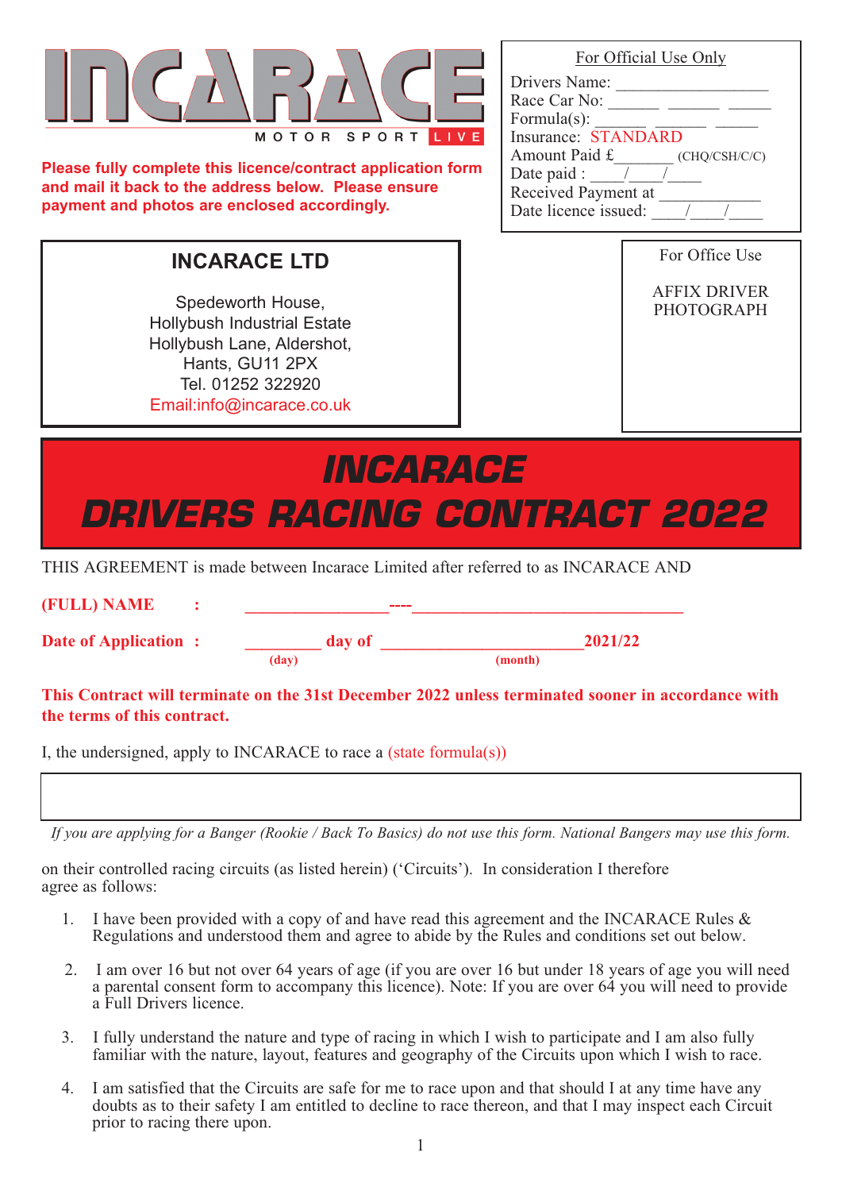INCARACE

MOTOR SPORT LIVE

**Please fully complete this licence/contract application form and mail it back to the address below. Please ensure payment and photos are enclosed accordingly.**

For Official Use Only

Drivers Name: ___________________
Race Car No: ______ ______ _____
Formula(s): ______ ______ _____
Insurance: STANDARD
Amount Paid £_______ (CHQ/CSH/C/C)
Date paid : ____/____/____
Received Payment at _____________
Date licence issued: ____/____/____

**INCARACE LTD**

Spedeworth House,
Hollybush Industrial Estate
Hollybush Lane, Aldershot,
Hants, GU11 2PX
Tel. 01252 322920
Email:info@incarace.co.uk

For Office Use

AFFIX DRIVER PHOTOGRAPH

# *INCARACE DRIVERS RACING CONTRACT 2022*

THIS AGREEMENT is made between Incarace Limited after referred to as INCARACE AND

**(FULL) NAME :** ________________----_______________________________

**Date of Application :** _________ **day of** _______________________**2021/22**
(day) (month)

**This Contract will terminate on the 31st December 2022 unless terminated sooner in accordance with the terms of this contract.**

I, the undersigned, apply to INCARACE to race a (state formula(s))

*If you are applying for a Banger (Rookie / Back To Basics) do not use this form. National Bangers may use this form.*

on their controlled racing circuits (as listed herein) ('Circuits'). In consideration I therefore agree as follows:

1. I have been provided with a copy of and have read this agreement and the INCARACE Rules & Regulations and understood them and agree to abide by the Rules and conditions set out below.

2. I am over 16 but not over 64 years of age (if you are over 16 but under 18 years of age you will need a parental consent form to accompany this licence). Note: If you are over 64 you will need to provide a Full Drivers licence.

3. I fully understand the nature and type of racing in which I wish to participate and I am also fully familiar with the nature, layout, features and geography of the Circuits upon which I wish to race.

4. I am satisfied that the Circuits are safe for me to race upon and that should I at any time have any doubts as to their safety I am entitled to decline to race thereon, and that I may inspect each Circuit prior to racing there upon.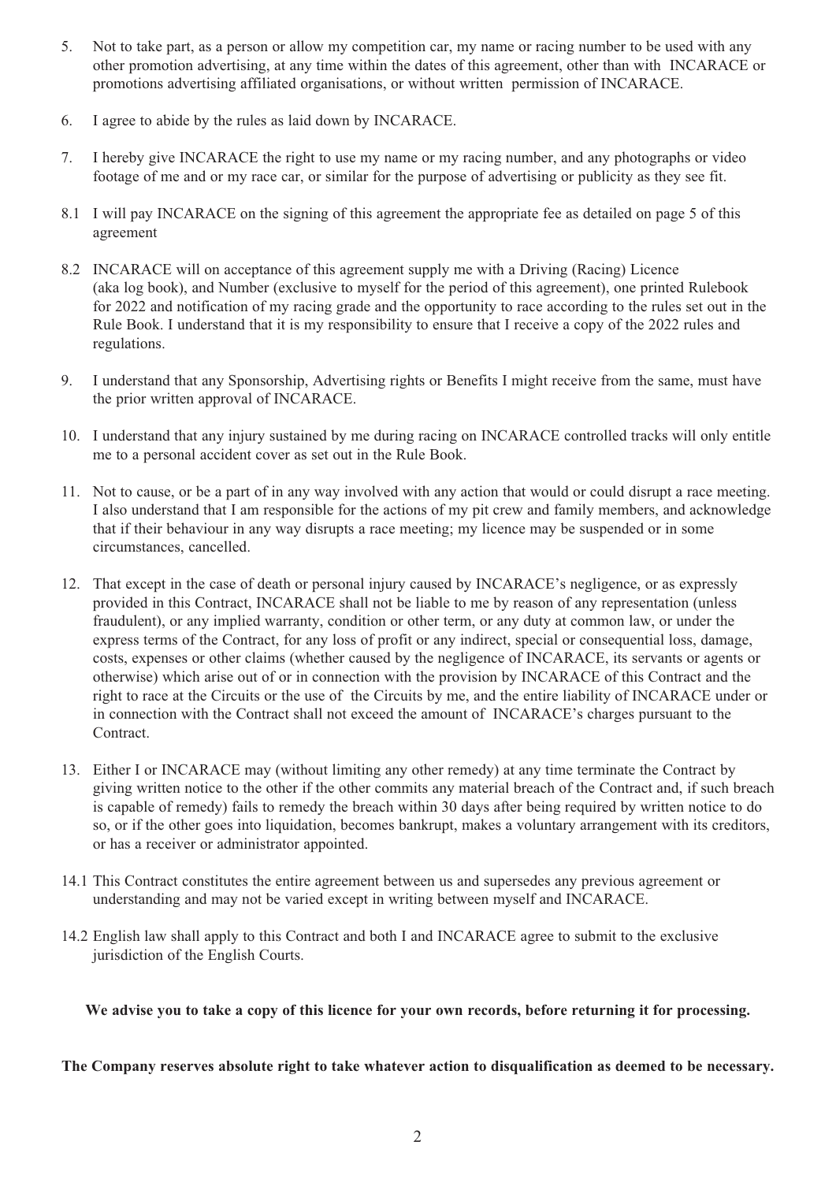5. Not to take part, as a person or allow my competition car, my name or racing number to be used with any other promotion advertising, at any time within the dates of this agreement, other than with INCARACE or promotions advertising affiliated organisations, or without written permission of INCARACE.

6. I agree to abide by the rules as laid down by INCARACE.

7. I hereby give INCARACE the right to use my name or my racing number, and any photographs or video footage of me and or my race car, or similar for the purpose of advertising or publicity as they see fit.

8.1 I will pay INCARACE on the signing of this agreement the appropriate fee as detailed on page 5 of this agreement

8.2 INCARACE will on acceptance of this agreement supply me with a Driving (Racing) Licence (aka log book), and Number (exclusive to myself for the period of this agreement), one printed Rulebook for 2022 and notification of my racing grade and the opportunity to race according to the rules set out in the Rule Book. I understand that it is my responsibility to ensure that I receive a copy of the 2022 rules and regulations.

9. I understand that any Sponsorship, Advertising rights or Benefits I might receive from the same, must have the prior written approval of INCARACE.

10. I understand that any injury sustained by me during racing on INCARACE controlled tracks will only entitle me to a personal accident cover as set out in the Rule Book.

11. Not to cause, or be a part of in any way involved with any action that would or could disrupt a race meeting. I also understand that I am responsible for the actions of my pit crew and family members, and acknowledge that if their behaviour in any way disrupts a race meeting; my licence may be suspended or in some circumstances, cancelled.

12. That except in the case of death or personal injury caused by INCARACE's negligence, or as expressly provided in this Contract, INCARACE shall not be liable to me by reason of any representation (unless fraudulent), or any implied warranty, condition or other term, or any duty at common law, or under the express terms of the Contract, for any loss of profit or any indirect, special or consequential loss, damage, costs, expenses or other claims (whether caused by the negligence of INCARACE, its servants or agents or otherwise) which arise out of or in connection with the provision by INCARACE of this Contract and the right to race at the Circuits or the use of the Circuits by me, and the entire liability of INCARACE under or in connection with the Contract shall not exceed the amount of INCARACE's charges pursuant to the Contract.

13. Either I or INCARACE may (without limiting any other remedy) at any time terminate the Contract by giving written notice to the other if the other commits any material breach of the Contract and, if such breach is capable of remedy) fails to remedy the breach within 30 days after being required by written notice to do so, or if the other goes into liquidation, becomes bankrupt, makes a voluntary arrangement with its creditors, or has a receiver or administrator appointed.

14.1 This Contract constitutes the entire agreement between us and supersedes any previous agreement or understanding and may not be varied except in writing between myself and INCARACE.

14.2 English law shall apply to this Contract and both I and INCARACE agree to submit to the exclusive jurisdiction of the English Courts.

**We advise you to take a copy of this licence for your own records, before returning it for processing.**

**The Company reserves absolute right to take whatever action to disqualification as deemed to be necessary.**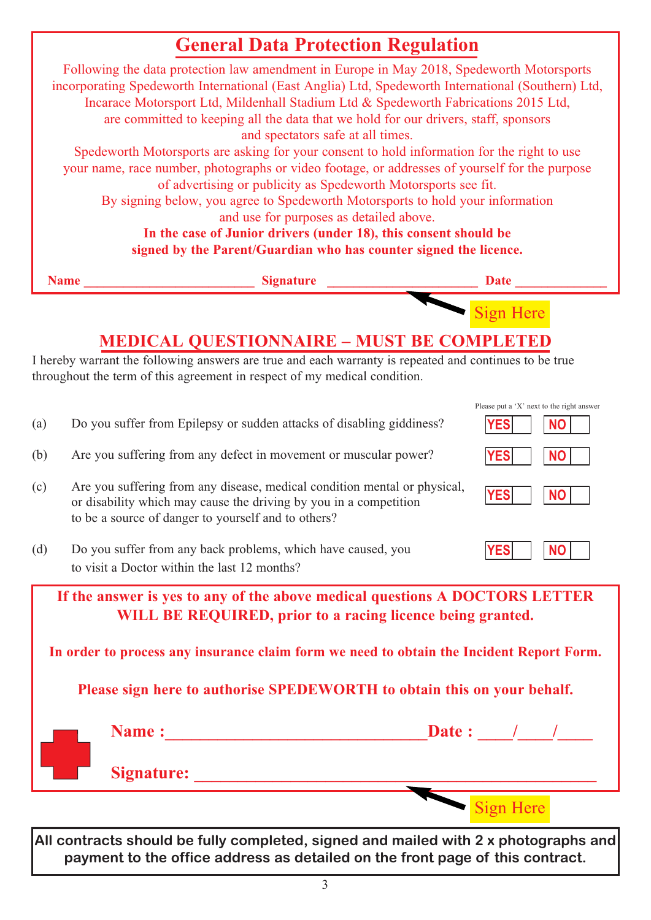## General Data Protection Regulation

Following the data protection law amendment in Europe in May 2018, Spedeworth Motorsports incorporating Spedeworth International (East Anglia) Ltd, Spedeworth International (Southern) Ltd, Incarace Motorsport Ltd, Mildenhall Stadium Ltd & Spedeworth Fabrications 2015 Ltd, are committed to keeping all the data that we hold for our drivers, staff, sponsors and spectators safe at all times.

Spedeworth Motorsports are asking for your consent to hold information for the right to use your name, race number, photographs or video footage, or addresses of yourself for the purpose of advertising or publicity as Spedeworth Motorsports see fit.

By signing below, you agree to Spedeworth Motorsports to hold your information and use for purposes as detailed above.

**In the case of Junior drivers (under 18), this consent should be signed by the Parent/Guardian who has counter signed the licence.**

**Name** ________________________ **Signature** ______________________ **Date** _____________

Sign Here

## MEDICAL QUESTIONNAIRE – MUST BE COMPLETED

I hereby warrant the following answers are true and each warranty is repeated and continues to be true throughout the term of this agreement in respect of my medical condition.

Please put a 'X' next to the right answer

| | Question | YES | NO |
|---|---|---|---|
| (a) | Do you suffer from Epilepsy or sudden attacks of disabling giddiness? | | |
| (b) | Are you suffering from any defect in movement or muscular power? | | |
| (c) | Are you suffering from any disease, medical condition mental or physical, or disability which may cause the driving by you in a competition to be a source of danger to yourself and to others? | | |
| (d) | Do you suffer from any back problems, which have caused, you to visit a Doctor within the last 12 months? | | |

**If the answer is yes to any of the above medical questions A DOCTORS LETTER WILL BE REQUIRED, prior to a racing licence being granted.**

**In order to process any insurance claim form we need to obtain the Incident Report Form.**

**Please sign here to authorise SPEDEWORTH to obtain this on your behalf.**

**Name :** ______________________________ **Date :** ____/____/____

**Signature:** ______________________________________________

Sign Here

**All contracts should be fully completed, signed and mailed with 2 x photographs and payment to the office address as detailed on the front page of this contract.**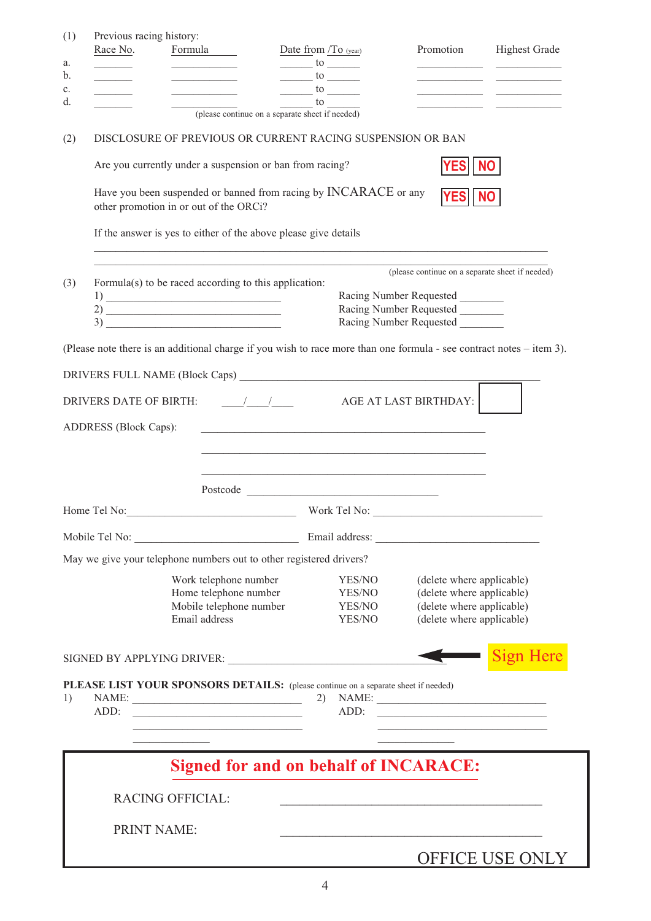(1) Previous racing history:

| | Race No. | Formula | Date from /To (year) | Promotion | Highest Grade |
|---|---|---|---|---|---|
| a. | ______ | ______ | ______ to ______ | ______ | ______ |
| b. | ______ | ______ | ______ to ______ | ______ | ______ |
| c. | ______ | ______ | ______ to ______ | ______ | ______ |
| d. | ______ | ______ | ______ to ______ | ______ | ______ |

(please continue on a separate sheet if needed)

(2) DISCLOSURE OF PREVIOUS OR CURRENT RACING SUSPENSION OR BAN

Are you currently under a suspension or ban from racing? **YES** **NO**

Have you been suspended or banned from racing by INCARACE or any other promotion in or out of the ORCi? **YES** **NO**

If the answer is yes to either of the above please give details

______________________________________________

______________________________________________

(please continue on a separate sheet if needed)

(3) Formula(s) to be raced according to this application:

1) ______________________ Racing Number Requested ________
2) ______________________ Racing Number Requested ________
3) ______________________ Racing Number Requested ________

(Please note there is an additional charge if you wish to race more than one formula - see contract notes – item 3).

DRIVERS FULL NAME (Block Caps) ______________________________________________

DRIVERS DATE OF BIRTH: ____/____/____ AGE AT LAST BIRTHDAY: [ ]

ADDRESS (Block Caps): ______________________________________________

______________________________________________

______________________________________________

Postcode ______________________________

Home Tel No: ______________________ Work Tel No: ______________________

Mobile Tel No: ______________________ Email address: ______________________

May we give your telephone numbers out to other registered drivers?

| | | |
|---|---|---|
| Work telephone number | YES/NO | (delete where applicable) |
| Home telephone number | YES/NO | (delete where applicable) |
| Mobile telephone number | YES/NO | (delete where applicable) |
| Email address | YES/NO | (delete where applicable) |

SIGNED BY APPLYING DRIVER: ______________________________ ← **Sign Here**

**PLEASE LIST YOUR SPONSORS DETAILS:** (please continue on a separate sheet if needed)

1) NAME: ______________________ 2) NAME: ______________________
ADD: ______________________ ADD: ______________________

______________________ ______________________

__________ __________

## Signed for and on behalf of INCARACE:

RACING OFFICIAL: ______________________________

PRINT NAME: ______________________________

OFFICE USE ONLY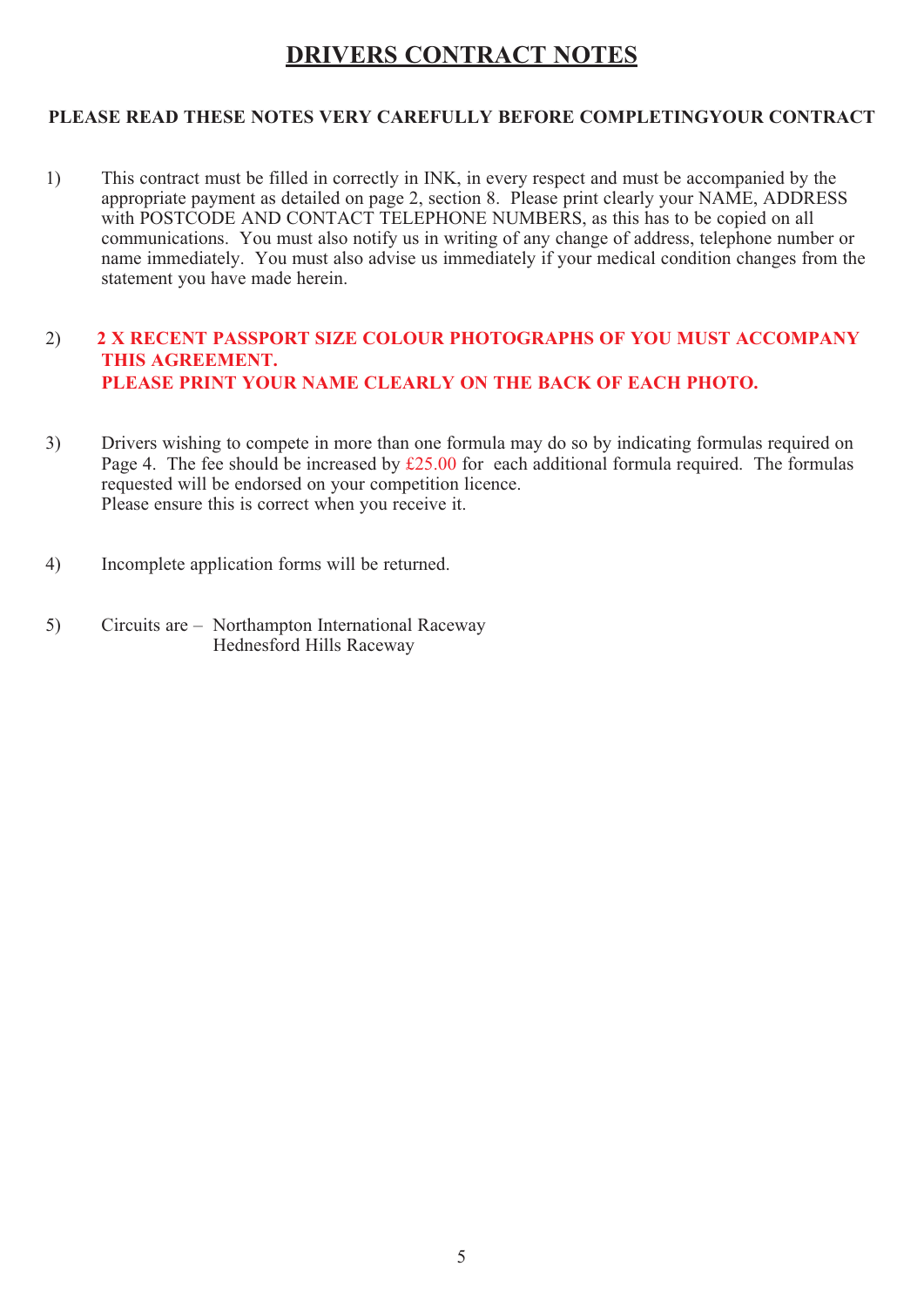# DRIVERS CONTRACT NOTES

**PLEASE READ THESE NOTES VERY CAREFULLY BEFORE COMPLETINGYOUR CONTRACT**

1) This contract must be filled in correctly in INK, in every respect and must be accompanied by the appropriate payment as detailed on page 2, section 8. Please print clearly your NAME, ADDRESS with POSTCODE AND CONTACT TELEPHONE NUMBERS, as this has to be copied on all communications. You must also notify us in writing of any change of address, telephone number or name immediately. You must also advise us immediately if your medical condition changes from the statement you have made herein.

2) **2 X RECENT PASSPORT SIZE COLOUR PHOTOGRAPHS OF YOU MUST ACCOMPANY THIS AGREEMENT.**
**PLEASE PRINT YOUR NAME CLEARLY ON THE BACK OF EACH PHOTO.**

3) Drivers wishing to compete in more than one formula may do so by indicating formulas required on Page 4. The fee should be increased by £25.00 for each additional formula required. The formulas requested will be endorsed on your competition licence.
Please ensure this is correct when you receive it.

4) Incomplete application forms will be returned.

5) Circuits are – Northampton International Raceway
Hednesford Hills Raceway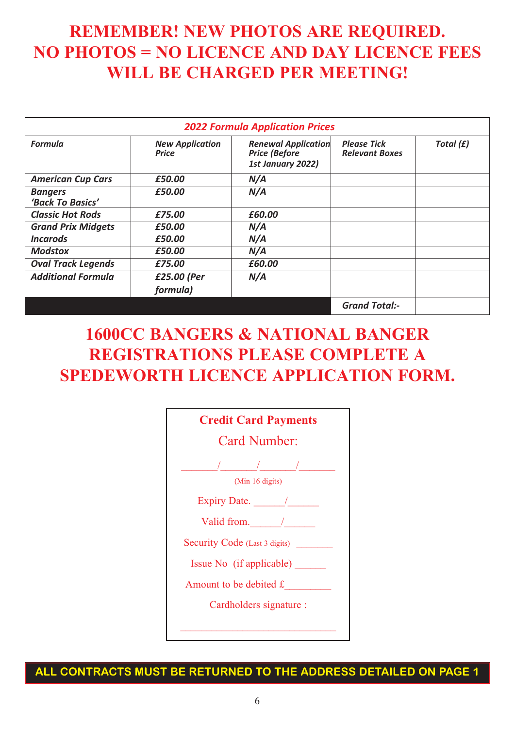# REMEMBER! NEW PHOTOS ARE REQUIRED. NO PHOTOS = NO LICENCE AND DAY LICENCE FEES WILL BE CHARGED PER MEETING!

| *2022 Formula Application Prices* | | | | |
|---|---|---|---|---|
| ***Formula*** | ***New Application Price*** | ***Renewal Application Price (Before 1st January 2022)*** | ***Please Tick Relevant Boxes*** | ***Total (£)*** |
| ***American Cup Cars*** | ***£50.00*** | ***N/A*** | | |
| ***Bangers 'Back To Basics'*** | ***£50.00*** | ***N/A*** | | |
| ***Classic Hot Rods*** | ***£75.00*** | ***£60.00*** | | |
| ***Grand Prix Midgets*** | ***£50.00*** | ***N/A*** | | |
| ***Incarods*** | ***£50.00*** | ***N/A*** | | |
| ***Modstox*** | ***£50.00*** | ***N/A*** | | |
| ***Oval Track Legends*** | ***£75.00*** | ***£60.00*** | | |
| ***Additional Formula*** | ***£25.00 (Per formula)*** | ***N/A*** | | |
| | | | ***Grand Total:-*** | |

# 1600CC BANGERS & NATIONAL BANGER REGISTRATIONS PLEASE COMPLETE A SPEDEWORTH LICENCE APPLICATION FORM.

**Credit Card Payments**

Card Number:

_______/_______/_______/_______

(Min 16 digits)

Expiry Date. ______/______

Valid from.______/______

Security Code (Last 3 digits) _______

Issue No (if applicable) ______

Amount to be debited £________

Cardholders signature :

______________________________

**ALL CONTRACTS MUST BE RETURNED TO THE ADDRESS DETAILED ON PAGE 1**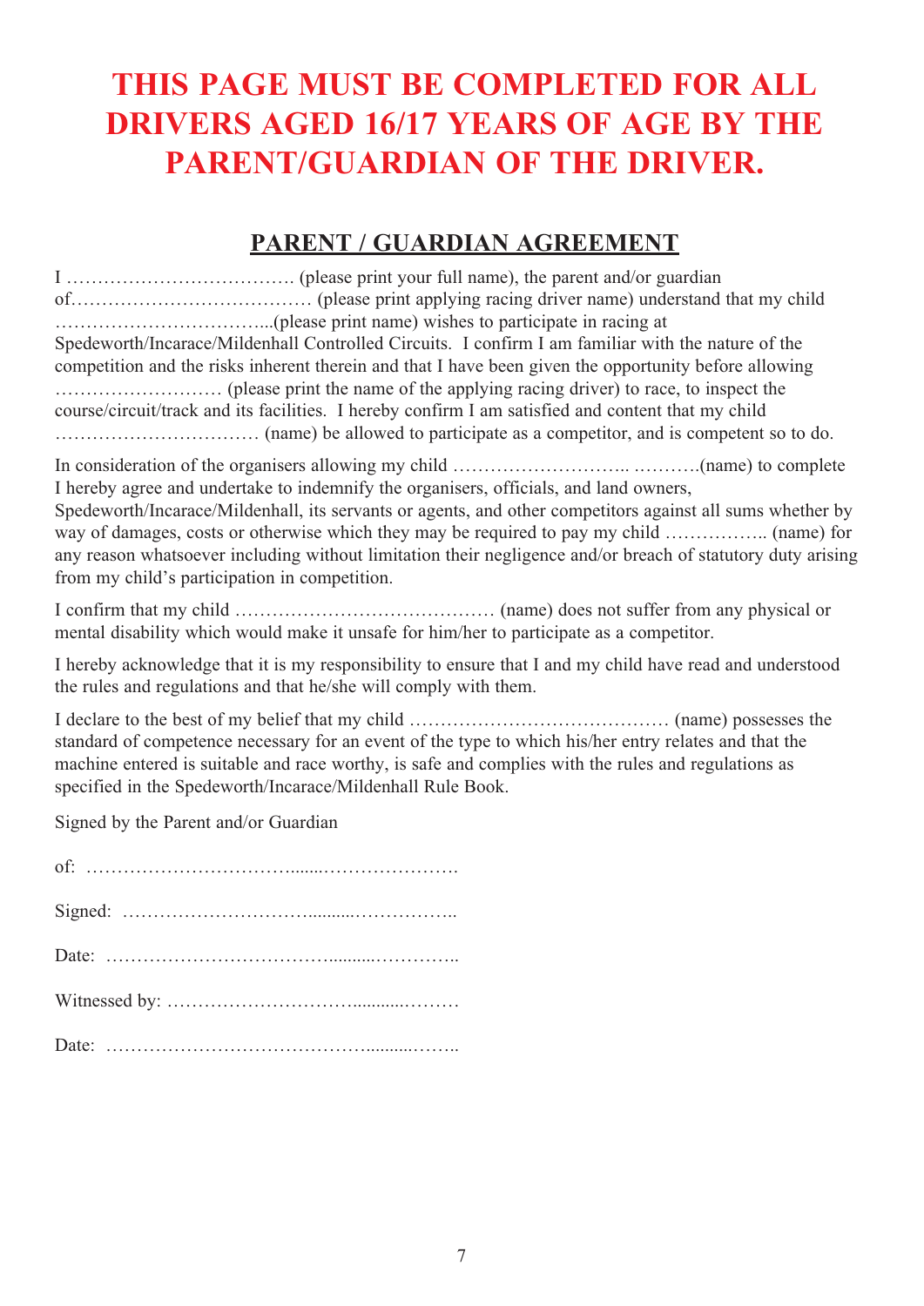# THIS PAGE MUST BE COMPLETED FOR ALL DRIVERS AGED 16/17 YEARS OF AGE BY THE PARENT/GUARDIAN OF THE DRIVER.

## PARENT / GUARDIAN AGREEMENT

I ………………………………. (please print your full name), the parent and/or guardian of………………………………… (please print applying racing driver name) understand that my child ……………………………...(please print name) wishes to participate in racing at Spedeworth/Incarace/Mildenhall Controlled Circuits. I confirm I am familiar with the nature of the competition and the risks inherent therein and that I have been given the opportunity before allowing ……………………… (please print the name of the applying racing driver) to race, to inspect the course/circuit/track and its facilities. I hereby confirm I am satisfied and content that my child …………………………… (name) be allowed to participate as a competitor, and is competent so to do.

In consideration of the organisers allowing my child ……………………….. ……….(name) to complete I hereby agree and undertake to indemnify the organisers, officials, and land owners, Spedeworth/Incarace/Mildenhall, its servants or agents, and other competitors against all sums whether by way of damages, costs or otherwise which they may be required to pay my child …………….. (name) for any reason whatsoever including without limitation their negligence and/or breach of statutory duty arising from my child's participation in competition.

I confirm that my child …………………………………… (name) does not suffer from any physical or mental disability which would make it unsafe for him/her to participate as a competitor.

I hereby acknowledge that it is my responsibility to ensure that I and my child have read and understood the rules and regulations and that he/she will comply with them.

I declare to the best of my belief that my child …………………………………… (name) possesses the standard of competence necessary for an event of the type to which his/her entry relates and that the machine entered is suitable and race worthy, is safe and complies with the rules and regulations as specified in the Spedeworth/Incarace/Mildenhall Rule Book.

Signed by the Parent and/or Guardian

of: ……………………………......………………….

Signed: …………………………..........……………..

Date: ………………………………..........…………..

Witnessed by: …………………………..........………

Date: ……………………………………..........……..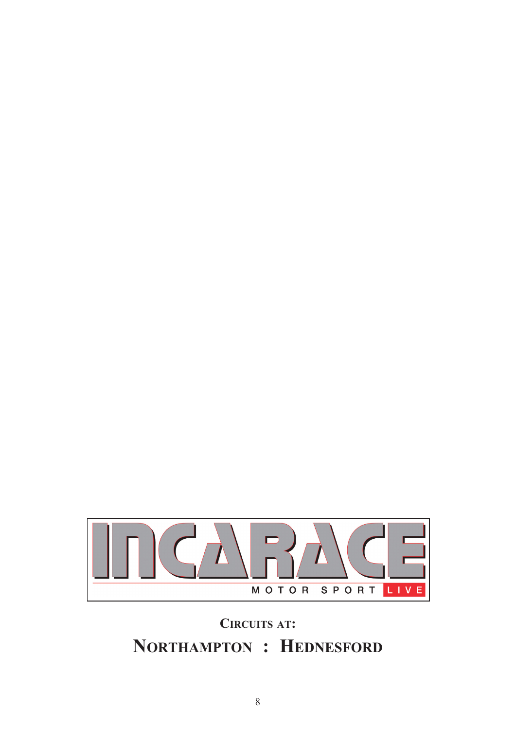INCARACE

MOTOR SPORT LIVE

**CIRCUITS AT:**

**NORTHAMPTON : HEDNESFORD**